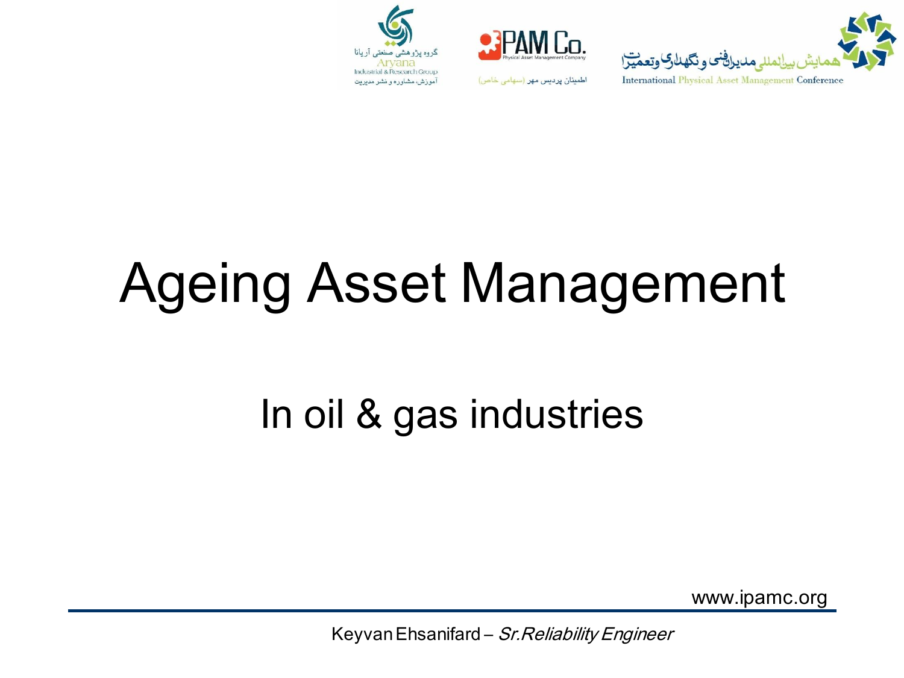گروه پژوهشی صنعتی آریانا
Aryana
Industrial & Research Group
آموزش، مشاوره و نشر مدیریت

PAM Co.
Physical Asset Management Company
اطمینان پردیس مهر (سهامی خاص)

همایش بین‌المللی مدیران فنی و نگهداری و تعمیرات
International Physical Asset Management Conference

# Ageing Asset Management

## In oil & gas industries

www.ipamc.org

Keyvan Ehsanifard – *Sr.Reliability Engineer*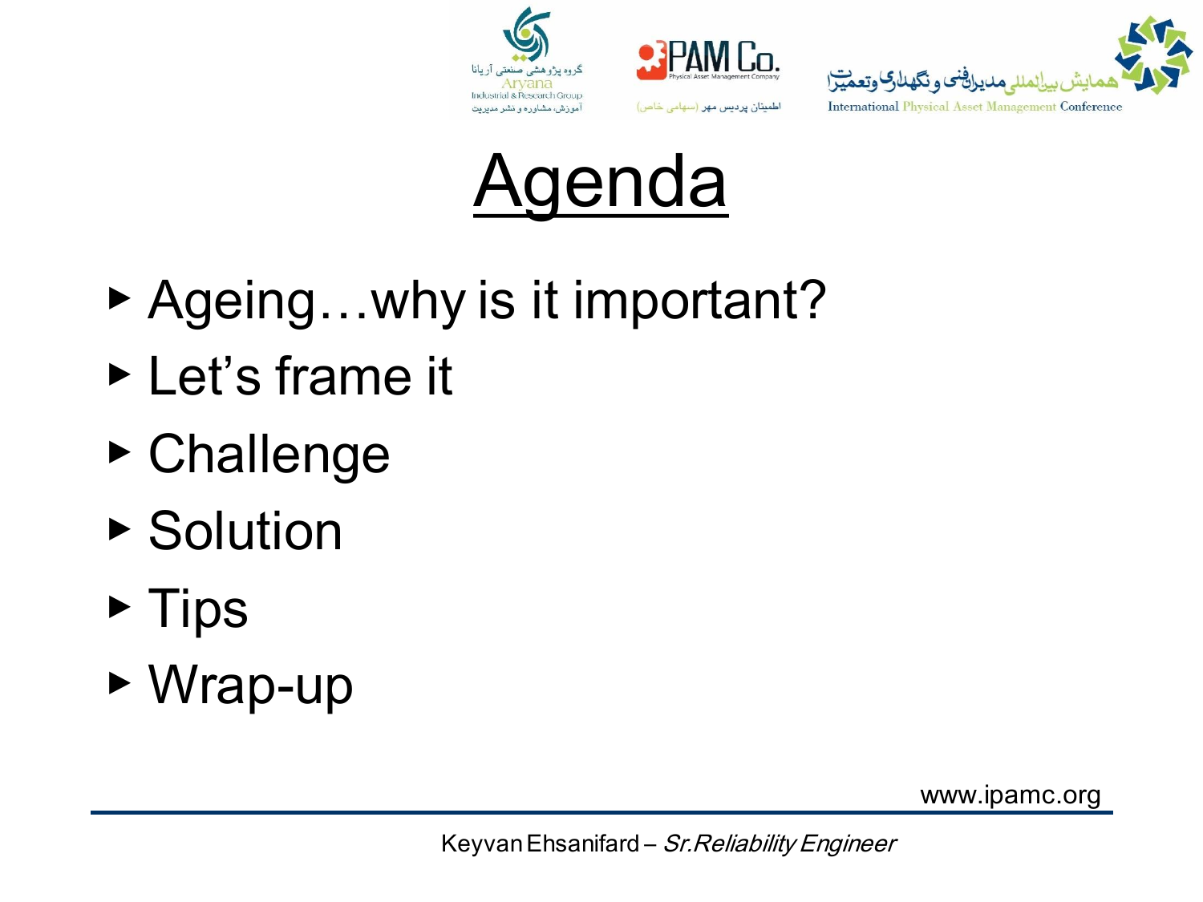# Agenda

- Ageing…why is it important?
- Let's frame it
- Challenge
- Solution
- Tips
- Wrap-up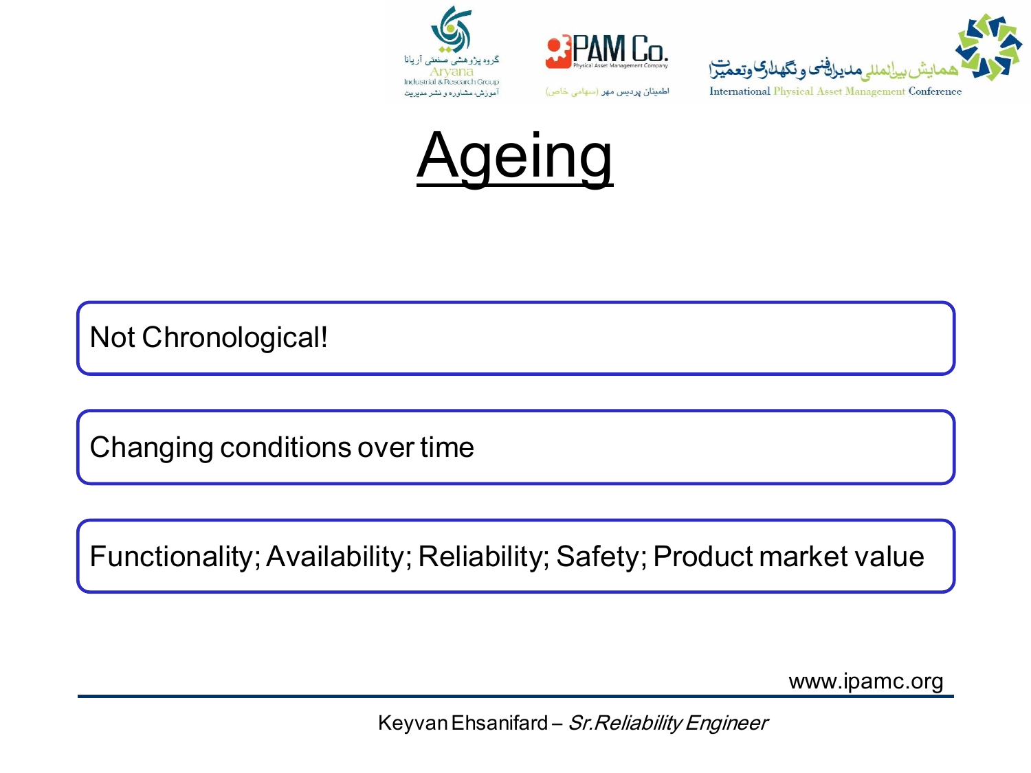# Ageing

Not Chronological!

Changing conditions over time

Functionality; Availability; Reliability; Safety; Product market value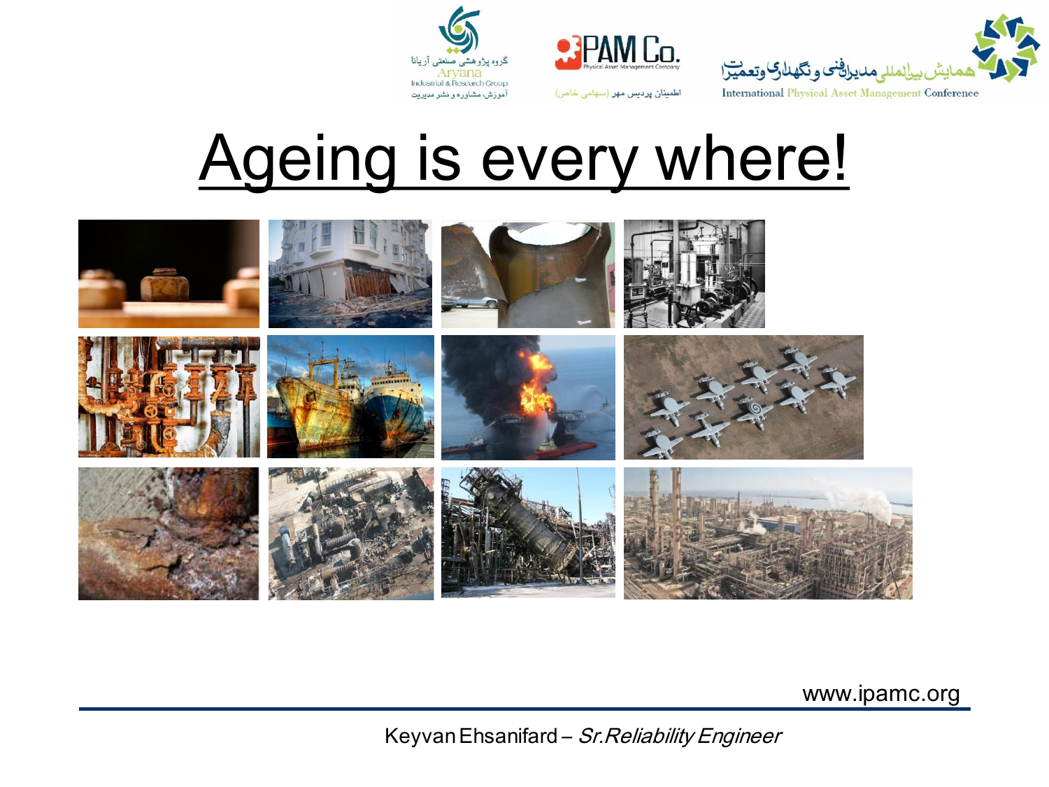# Ageing is every where!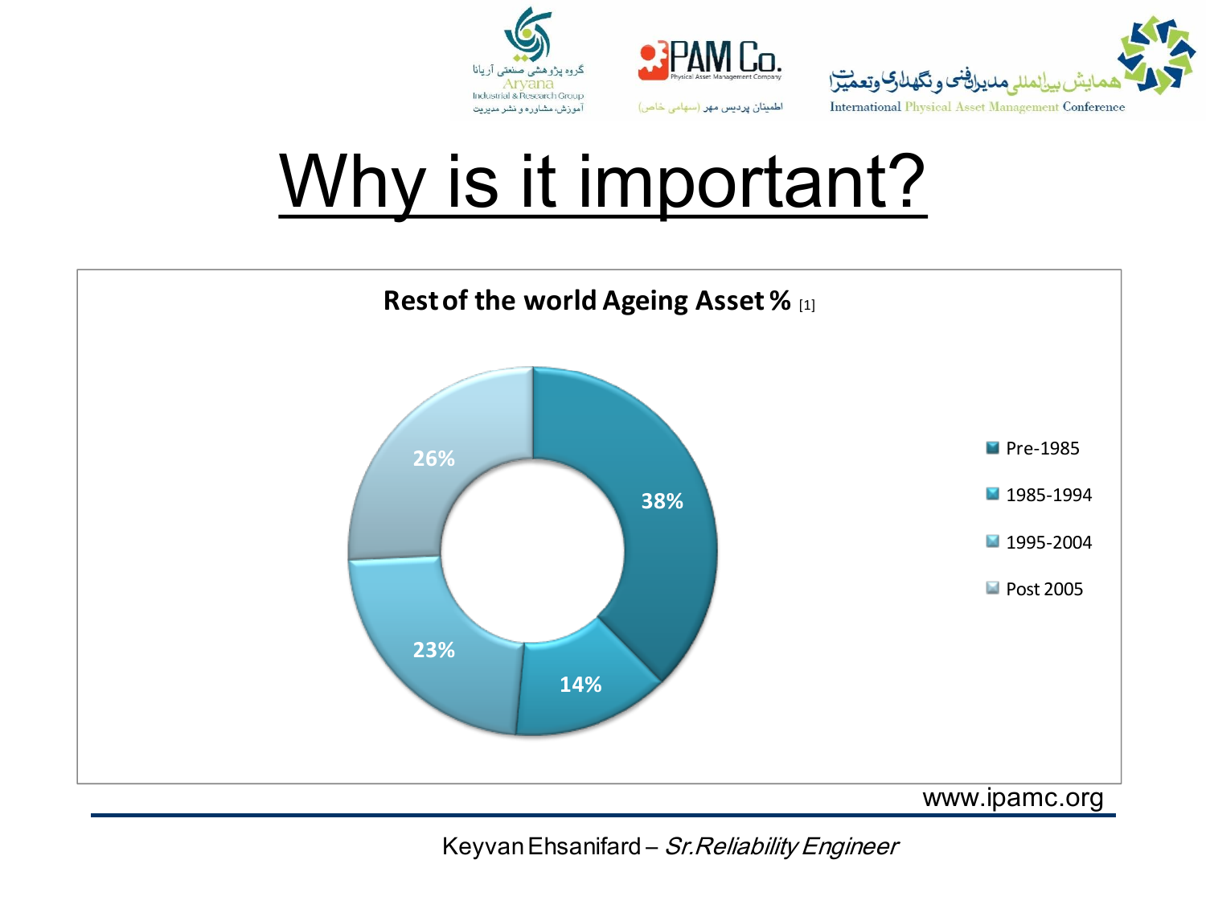# Why is it important?

**Rest of the world Ageing Asset %** [1]

| Period | % |
| --- | --- |
| Pre-1985 | 38% |
| 1985-1994 | 14% |
| 1995-2004 | 23% |
| Post 2005 | 26% |

www.ipamc.org

Keyvan Ehsanifard – *Sr.Reliability Engineer*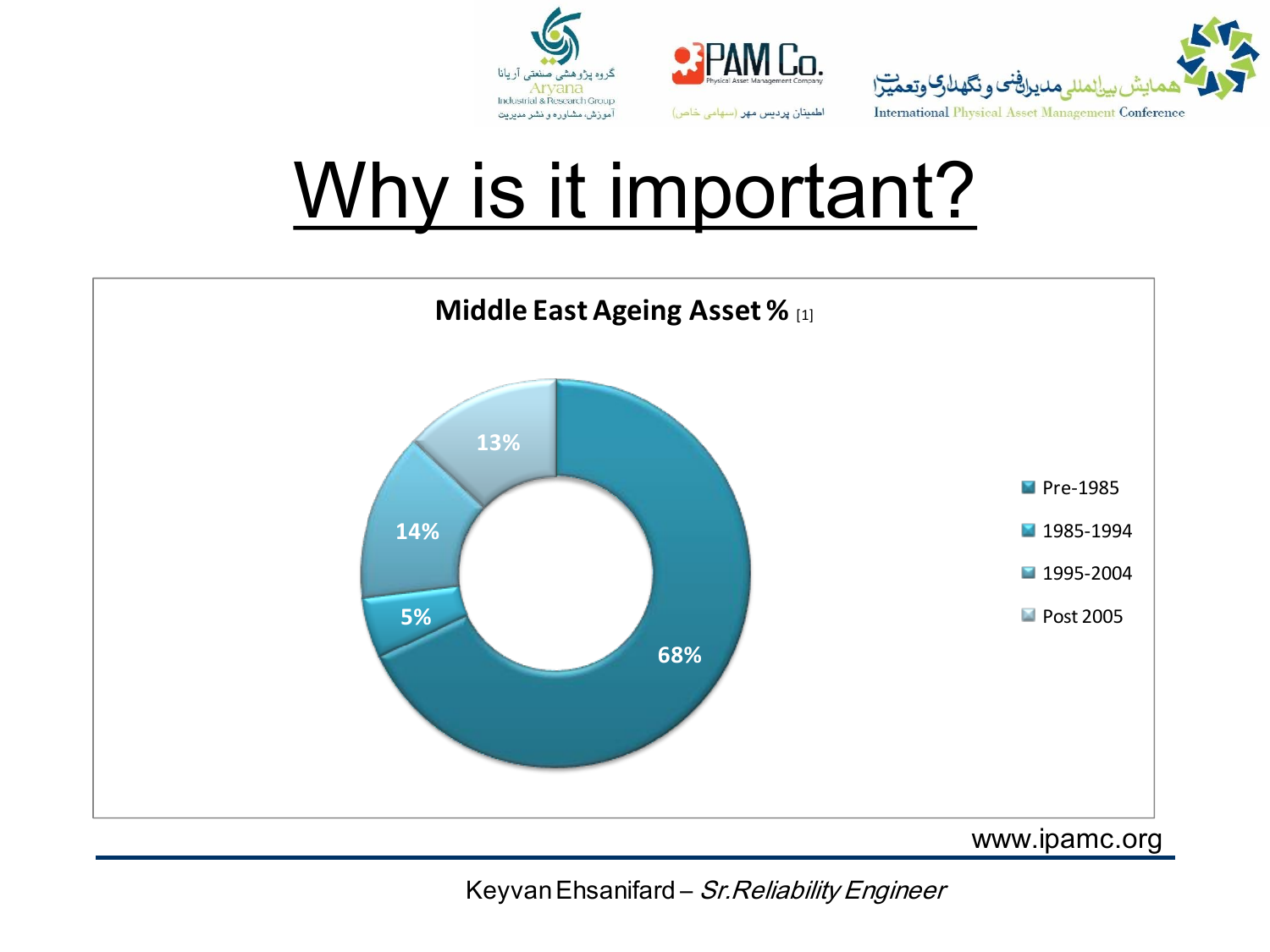# Why is it important?

**Middle East Ageing Asset %** [1]

| Period | % |
|---|---|
| Pre-1985 | 68% |
| 1985-1994 | 5% |
| 1995-2004 | 14% |
| Post 2005 | 13% |

www.ipamc.org

Keyvan Ehsanifard – *Sr.Reliability Engineer*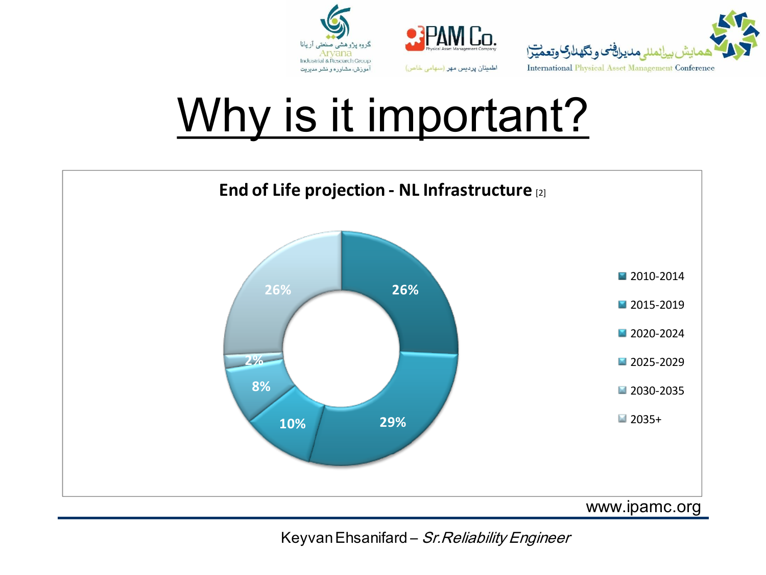# Why is it important?

**End of Life projection - NL Infrastructure** [2]

| Period | Share |
| --- | --- |
| 2010-2014 | 26% |
| 2015-2019 | 29% |
| 2020-2024 | 10% |
| 2025-2029 | 8% |
| 2030-2035 | 2% |
| 2035+ | 26% |

www.ipamc.org

Keyvan Ehsanifard – *Sr.Reliability Engineer*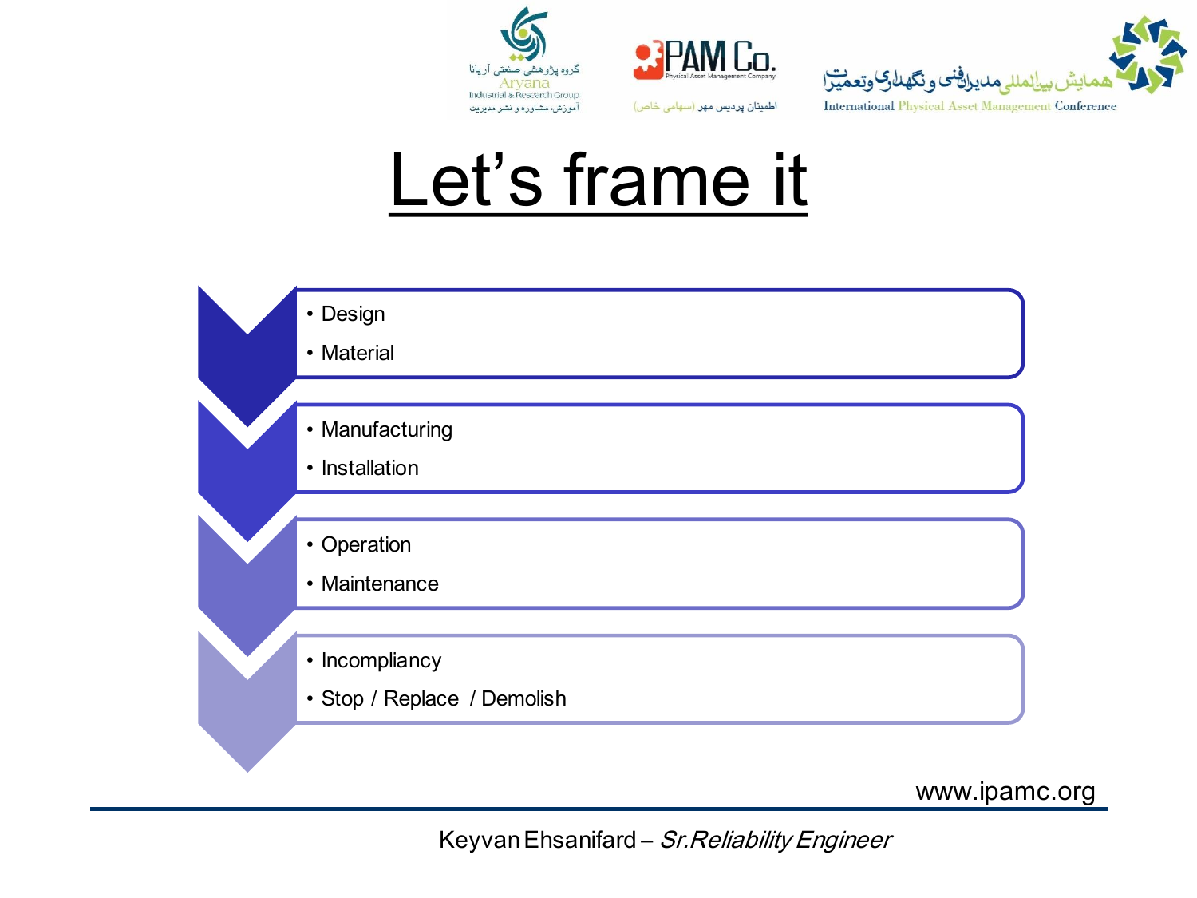# Let's frame it

- Design
- Material

- Manufacturing
- Installation

- Operation
- Maintenance

- Incompliancy
- Stop / Replace / Demolish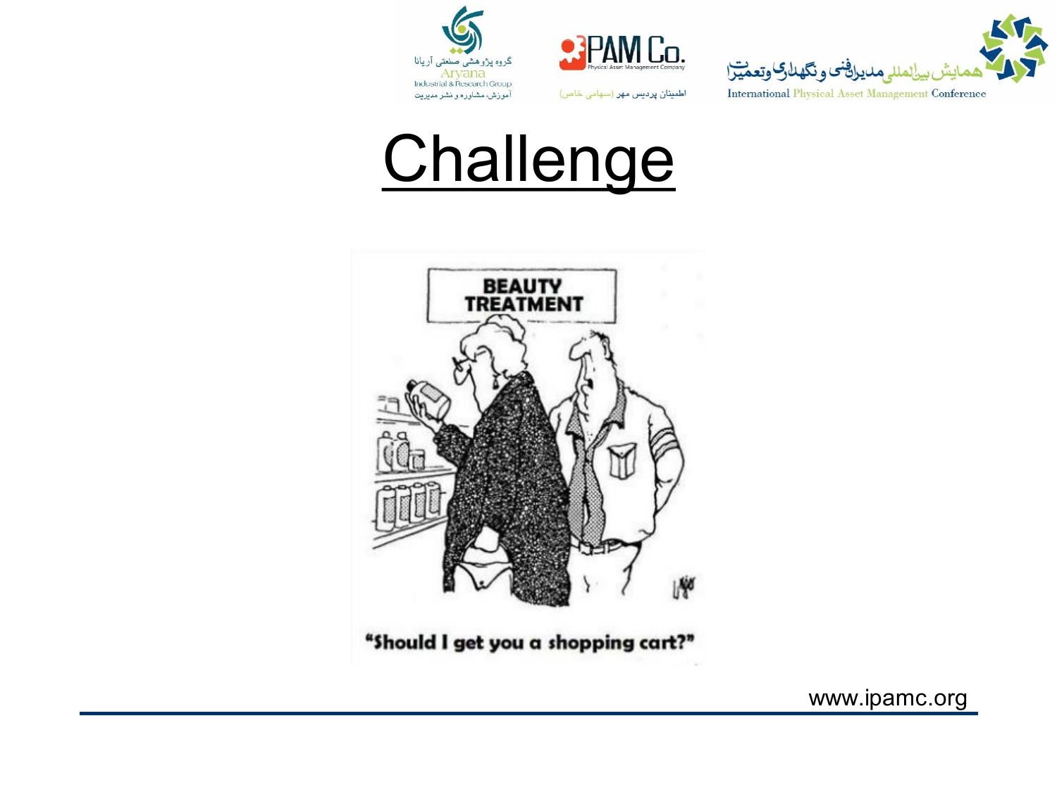# Challenge

BEAUTY TREATMENT

"Should I get you a shopping cart?"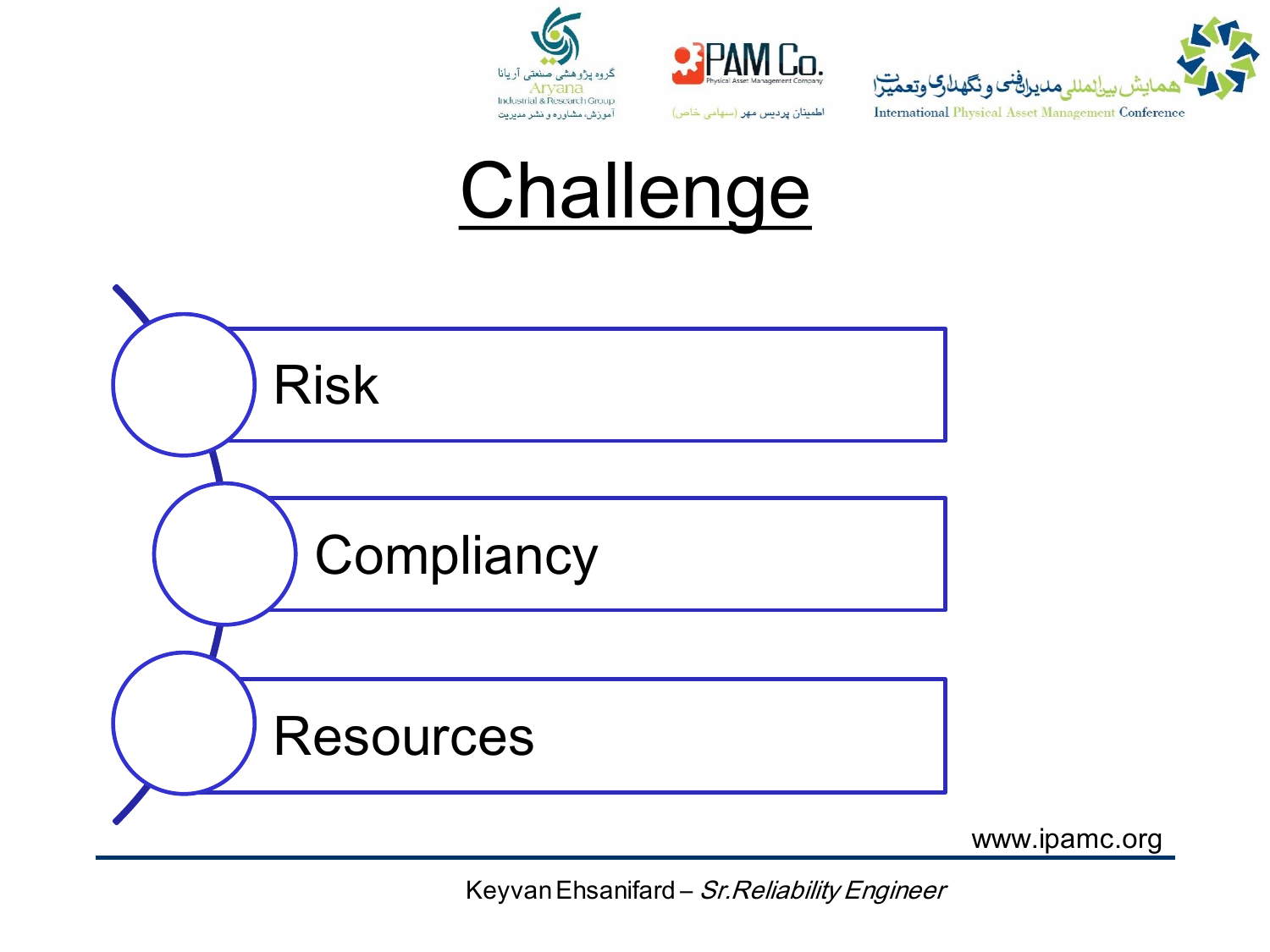# Challenge

- Risk
- Compliancy
- Resources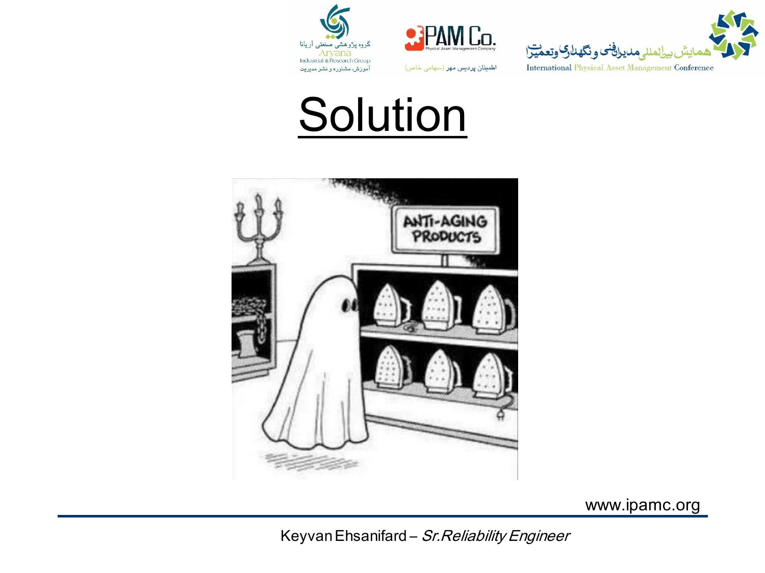# Solution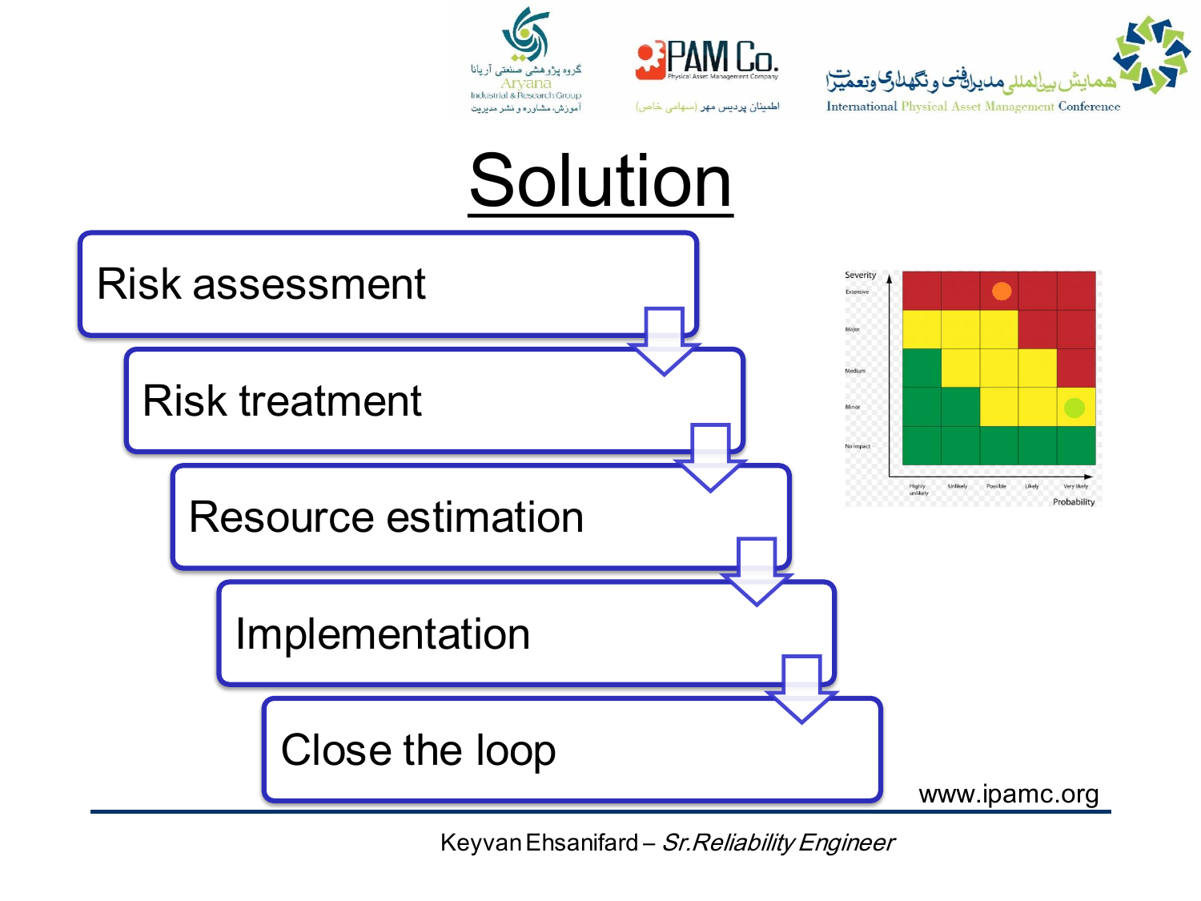# Solution

- Risk assessment
- Risk treatment
- Resource estimation
- Implementation
- Close the loop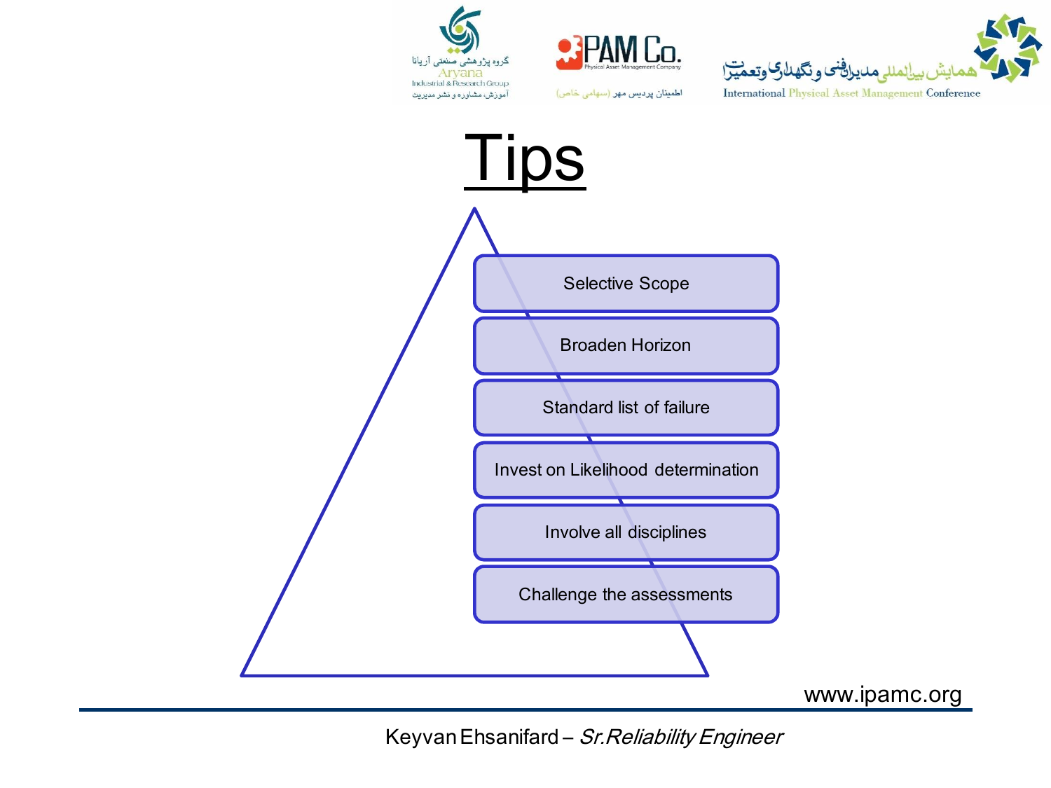# Tips

- Selective Scope
- Broaden Horizon
- Standard list of failure
- Invest on Likelihood determination
- Involve all disciplines
- Challenge the assessments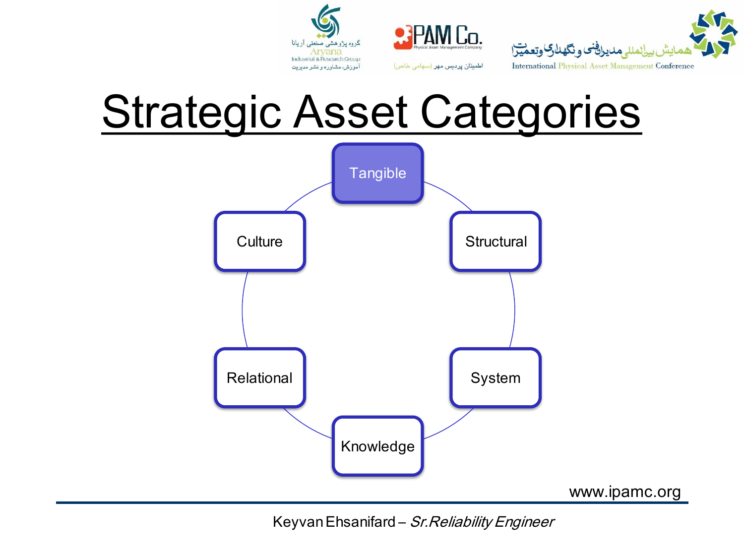# Strategic Asset Categories

- Tangible
- Structural
- System
- Knowledge
- Relational
- Culture

www.ipamc.org

Keyvan Ehsanifard – *Sr.Reliability Engineer*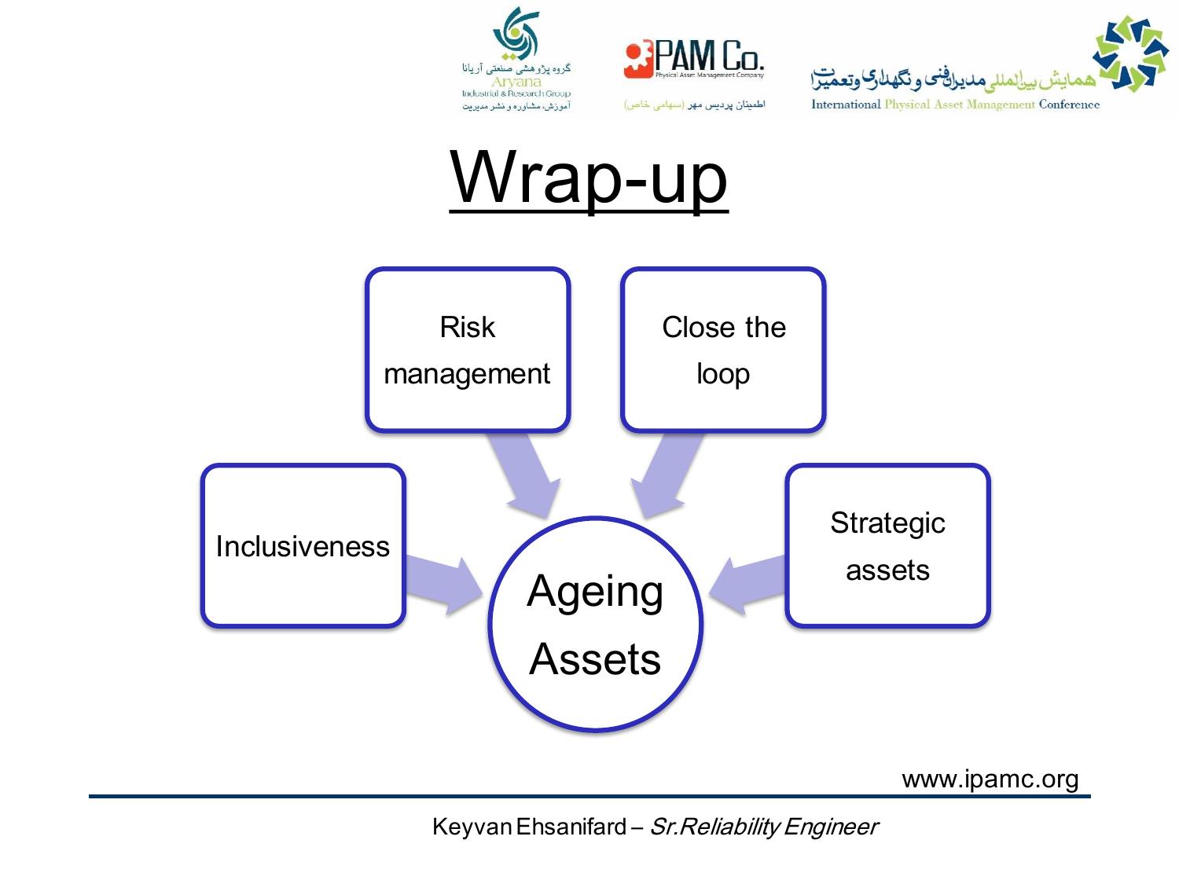# Wrap-up

- Risk management
- Close the loop
- Inclusiveness
- Strategic assets

**Ageing Assets**

www.ipamc.org

Keyvan Ehsanifard – *Sr.Reliability Engineer*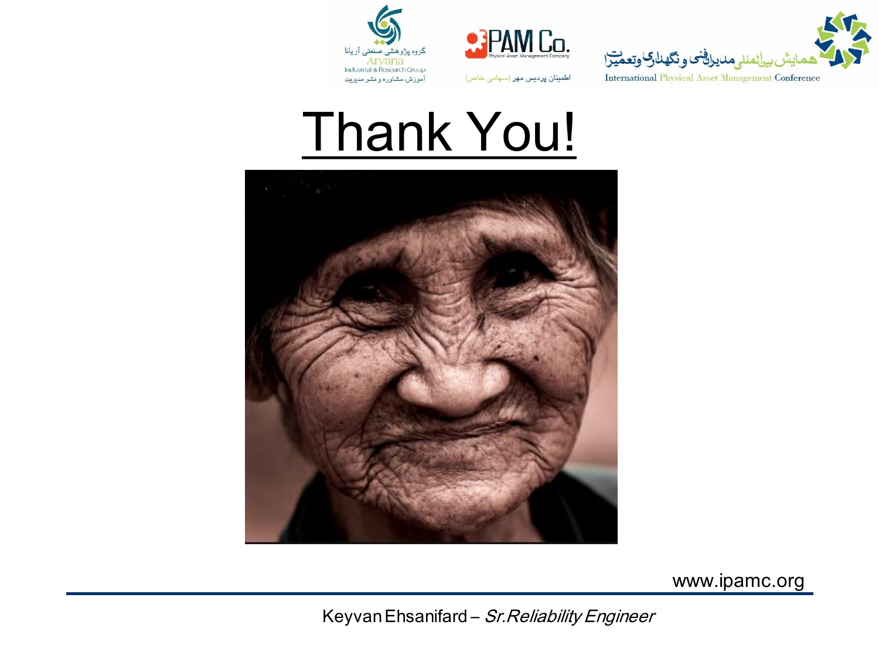# Thank You!

Keyvan Ehsanifard – *Sr.Reliability Engineer*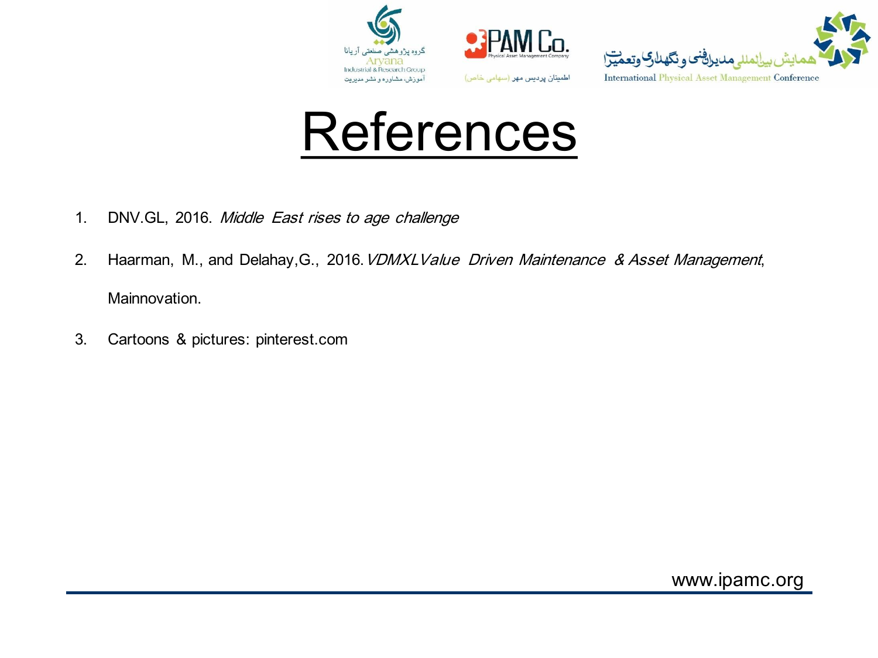# References

1. DNV.GL, 2016. *Middle East rises to age challenge*
2. Haarman, M., and Delahay,G., 2016. *VDMXL Value Driven Maintenance & Asset Management*, Mainnovation.
3. Cartoons & pictures: pinterest.com